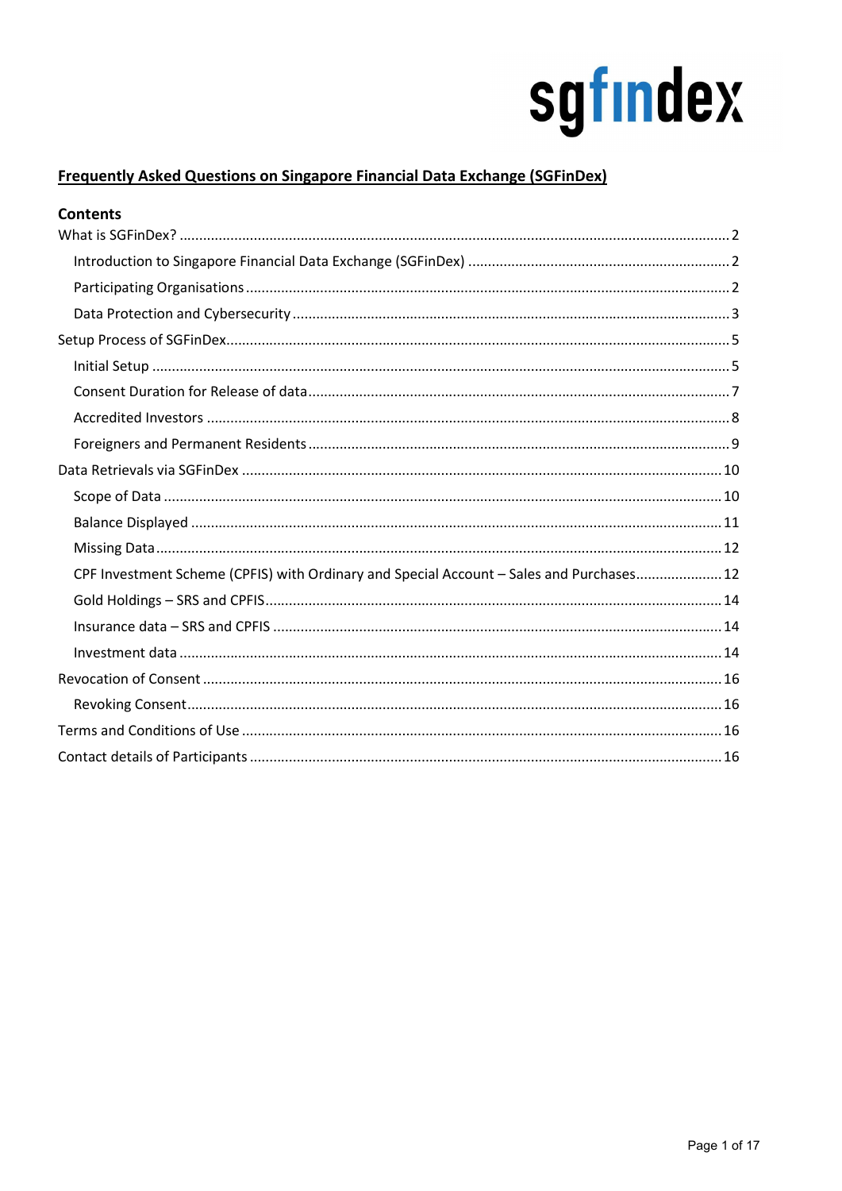sgfindex

# Frequently Asked Questions on Singapore Financial Data Exchange (SGFinDex)

## Contents

What is SGFinDex? .......... 2

- Introduction to Singapore Financial Data Exchange (SGFinDex) .......... 2
- Participating Organisations .......... 2
- Data Protection and Cybersecurity .......... 3

Setup Process of SGFinDex .......... 5

- Initial Setup .......... 5
- Consent Duration for Release of data .......... 7
- Accredited Investors .......... 8
- Foreigners and Permanent Residents .......... 9

Data Retrievals via SGFinDex .......... 10

- Scope of Data .......... 10
- Balance Displayed .......... 11
- Missing Data .......... 12
- CPF Investment Scheme (CPFIS) with Ordinary and Special Account – Sales and Purchases .......... 12
- Gold Holdings – SRS and CPFIS .......... 14
- Insurance data – SRS and CPFIS .......... 14
- Investment data .......... 14

Revocation of Consent .......... 16

- Revoking Consent .......... 16

Terms and Conditions of Use .......... 16

Contact details of Participants .......... 16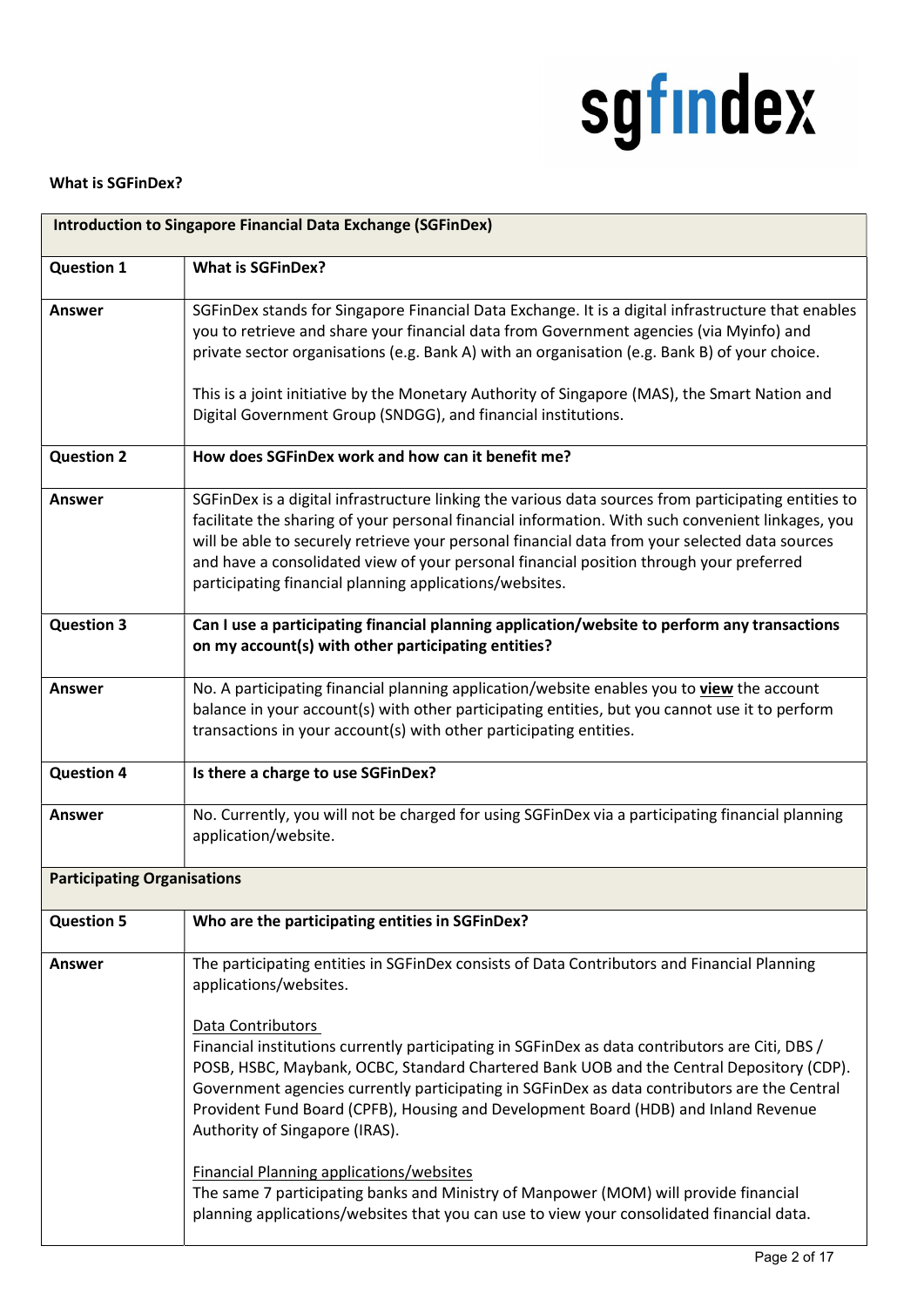**What is SGFinDex?**

| **Introduction to Singapore Financial Data Exchange (SGFinDex)** | |
|---|---|
| **Question 1** | **What is SGFinDex?** |
| **Answer** | SGFinDex stands for Singapore Financial Data Exchange. It is a digital infrastructure that enables you to retrieve and share your financial data from Government agencies (via Myinfo) and private sector organisations (e.g. Bank A) with an organisation (e.g. Bank B) of your choice.<br><br>This is a joint initiative by the Monetary Authority of Singapore (MAS), the Smart Nation and Digital Government Group (SNDGG), and financial institutions. |
| **Question 2** | **How does SGFinDex work and how can it benefit me?** |
| **Answer** | SGFinDex is a digital infrastructure linking the various data sources from participating entities to facilitate the sharing of your personal financial information. With such convenient linkages, you will be able to securely retrieve your personal financial data from your selected data sources and have a consolidated view of your personal financial position through your preferred participating financial planning applications/websites. |
| **Question 3** | **Can I use a participating financial planning application/website to perform any transactions on my account(s) with other participating entities?** |
| **Answer** | No. A participating financial planning application/website enables you to **view** the account balance in your account(s) with other participating entities, but you cannot use it to perform transactions in your account(s) with other participating entities. |
| **Question 4** | **Is there a charge to use SGFinDex?** |
| **Answer** | No. Currently, you will not be charged for using SGFinDex via a participating financial planning application/website. |
| **Participating Organisations** | |
| **Question 5** | **Who are the participating entities in SGFinDex?** |
| **Answer** | The participating entities in SGFinDex consists of Data Contributors and Financial Planning applications/websites.<br><br>Data Contributors<br>Financial institutions currently participating in SGFinDex as data contributors are Citi, DBS / POSB, HSBC, Maybank, OCBC, Standard Chartered Bank UOB and the Central Depository (CDP). Government agencies currently participating in SGFinDex as data contributors are the Central Provident Fund Board (CPFB), Housing and Development Board (HDB) and Inland Revenue Authority of Singapore (IRAS).<br><br>Financial Planning applications/websites<br>The same 7 participating banks and Ministry of Manpower (MOM) will provide financial planning applications/websites that you can use to view your consolidated financial data. |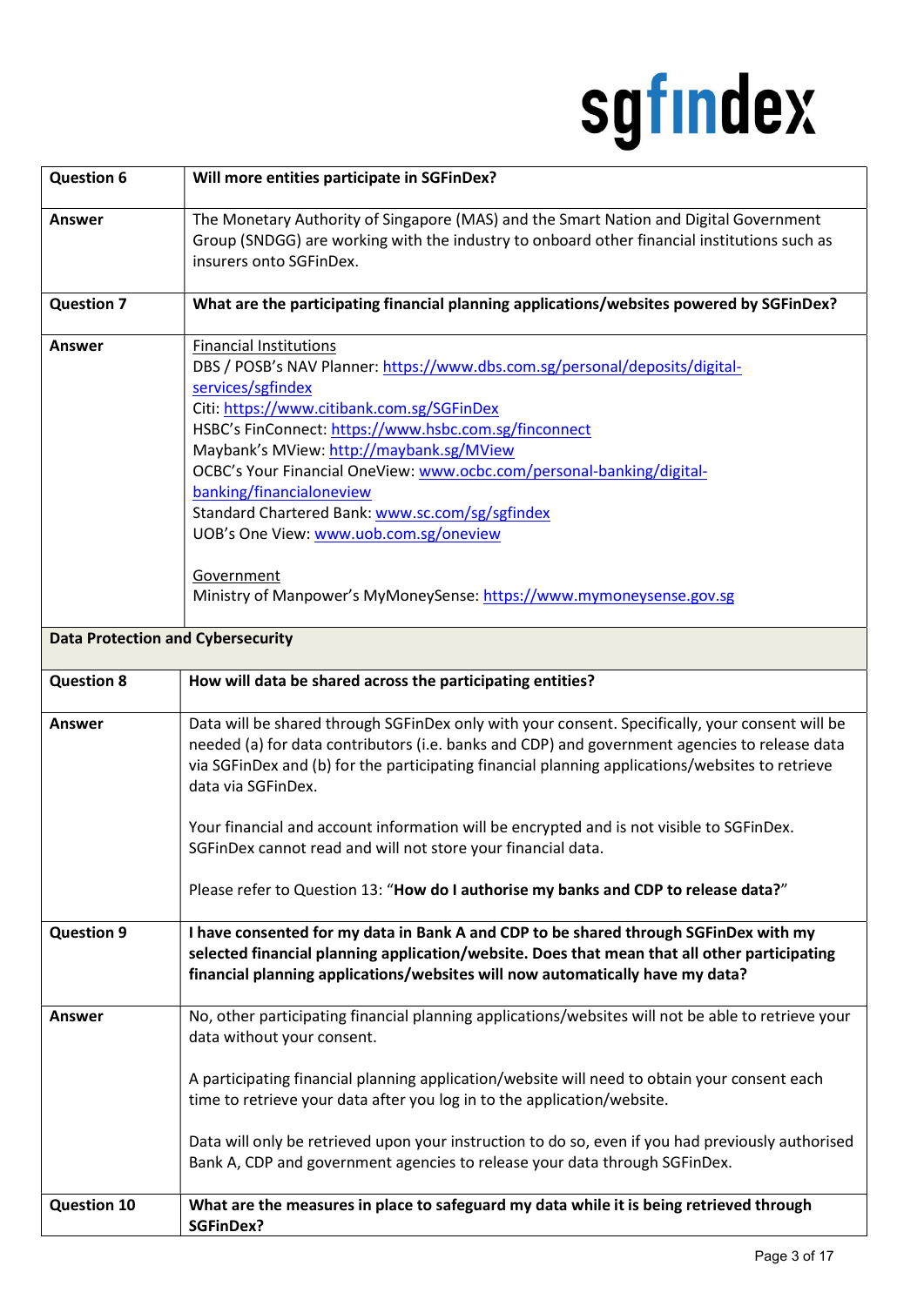| | |
|---|---|
| **Question 6** | **Will more entities participate in SGFinDex?** |
| **Answer** | The Monetary Authority of Singapore (MAS) and the Smart Nation and Digital Government Group (SNDGG) are working with the industry to onboard other financial institutions such as insurers onto SGFinDex. |
| **Question 7** | **What are the participating financial planning applications/websites powered by SGFinDex?** |
| **Answer** | Financial Institutions<br>DBS / POSB's NAV Planner: https://www.dbs.com.sg/personal/deposits/digital-services/sgfindex<br>Citi: https://www.citibank.com.sg/SGFinDex<br>HSBC's FinConnect: https://www.hsbc.com.sg/finconnect<br>Maybank's MView: http://maybank.sg/MView<br>OCBC's Your Financial OneView: www.ocbc.com/personal-banking/digital-banking/financialoneview<br>Standard Chartered Bank: www.sc.com/sg/sgfindex<br>UOB's One View: www.uob.com.sg/oneview<br><br>Government<br>Ministry of Manpower's MyMoneySense: https://www.mymoneysense.gov.sg |
| **Data Protection and Cybersecurity** | |
| **Question 8** | **How will data be shared across the participating entities?** |
| **Answer** | Data will be shared through SGFinDex only with your consent. Specifically, your consent will be needed (a) for data contributors (i.e. banks and CDP) and government agencies to release data via SGFinDex and (b) for the participating financial planning applications/websites to retrieve data via SGFinDex.<br><br>Your financial and account information will be encrypted and is not visible to SGFinDex. SGFinDex cannot read and will not store your financial data.<br><br>Please refer to Question 13: "**How do I authorise my banks and CDP to release data?**" |
| **Question 9** | **I have consented for my data in Bank A and CDP to be shared through SGFinDex with my selected financial planning application/website. Does that mean that all other participating financial planning applications/websites will now automatically have my data?** |
| **Answer** | No, other participating financial planning applications/websites will not be able to retrieve your data without your consent.<br><br>A participating financial planning application/website will need to obtain your consent each time to retrieve your data after you log in to the application/website.<br><br>Data will only be retrieved upon your instruction to do so, even if you had previously authorised Bank A, CDP and government agencies to release your data through SGFinDex. |
| **Question 10** | **What are the measures in place to safeguard my data while it is being retrieved through SGFinDex?** |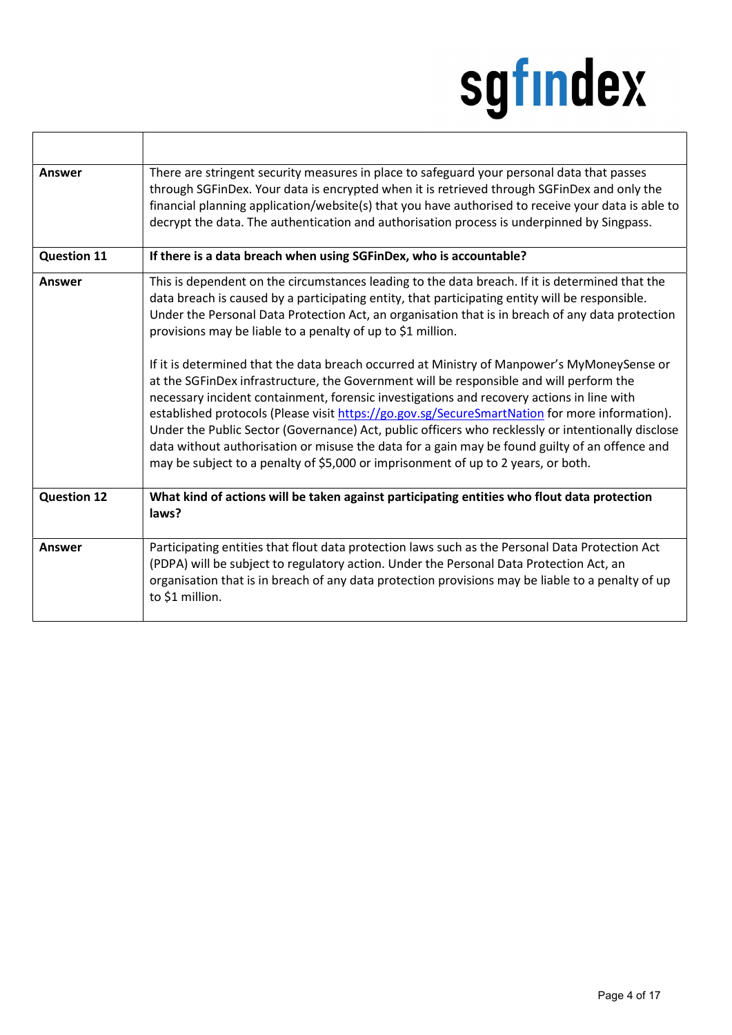| | |
|---|---|
| **Answer** | There are stringent security measures in place to safeguard your personal data that passes through SGFinDex. Your data is encrypted when it is retrieved through SGFinDex and only the financial planning application/website(s) that you have authorised to receive your data is able to decrypt the data. The authentication and authorisation process is underpinned by Singpass. |
| **Question 11** | **If there is a data breach when using SGFinDex, who is accountable?** |
| **Answer** | This is dependent on the circumstances leading to the data breach. If it is determined that the data breach is caused by a participating entity, that participating entity will be responsible. Under the Personal Data Protection Act, an organisation that is in breach of any data protection provisions may be liable to a penalty of up to $1 million.<br><br>If it is determined that the data breach occurred at Ministry of Manpower's MyMoneySense or at the SGFinDex infrastructure, the Government will be responsible and will perform the necessary incident containment, forensic investigations and recovery actions in line with established protocols (Please visit [https://go.gov.sg/SecureSmartNation](https://go.gov.sg/SecureSmartNation) for more information). Under the Public Sector (Governance) Act, public officers who recklessly or intentionally disclose data without authorisation or misuse the data for a gain may be found guilty of an offence and may be subject to a penalty of $5,000 or imprisonment of up to 2 years, or both. |
| **Question 12** | **What kind of actions will be taken against participating entities who flout data protection laws?** |
| **Answer** | Participating entities that flout data protection laws such as the Personal Data Protection Act (PDPA) will be subject to regulatory action. Under the Personal Data Protection Act, an organisation that is in breach of any data protection provisions may be liable to a penalty of up to $1 million. |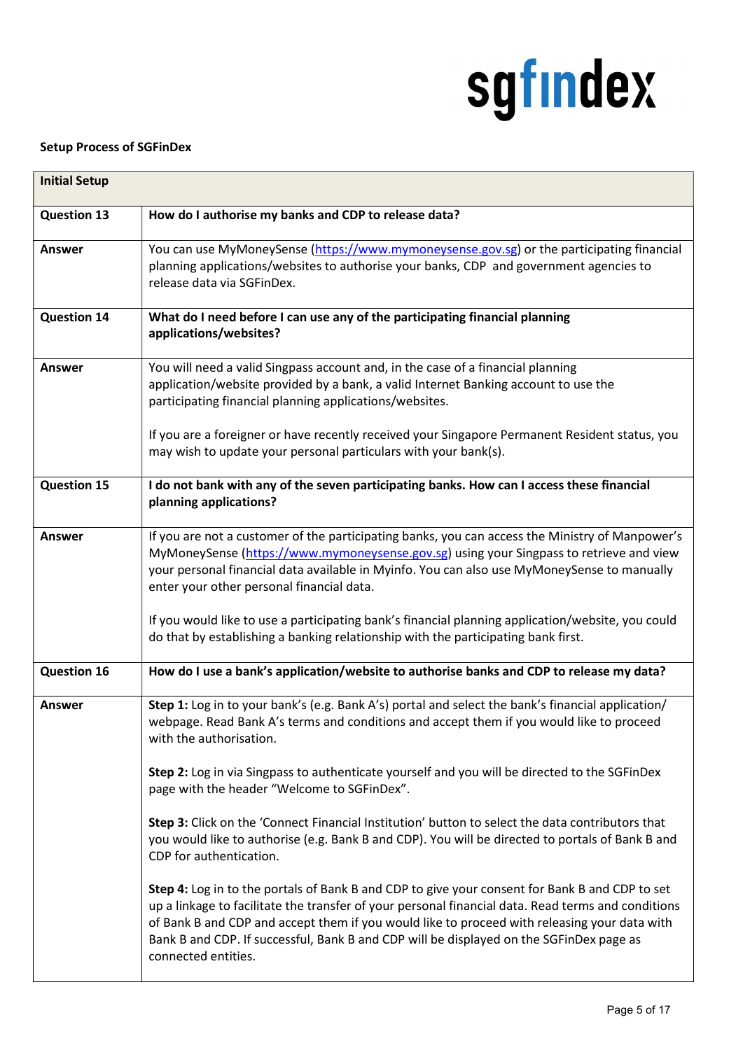**Setup Process of SGFinDex**

| **Initial Setup** | |
|---|---|
| **Question 13** | **How do I authorise my banks and CDP to release data?** |
| **Answer** | You can use MyMoneySense (https://www.mymoneysense.gov.sg) or the participating financial planning applications/websites to authorise your banks, CDP and government agencies to release data via SGFinDex. |
| **Question 14** | **What do I need before I can use any of the participating financial planning applications/websites?** |
| **Answer** | You will need a valid Singpass account and, in the case of a financial planning application/website provided by a bank, a valid Internet Banking account to use the participating financial planning applications/websites.<br><br>If you are a foreigner or have recently received your Singapore Permanent Resident status, you may wish to update your personal particulars with your bank(s). |
| **Question 15** | **I do not bank with any of the seven participating banks. How can I access these financial planning applications?** |
| **Answer** | If you are not a customer of the participating banks, you can access the Ministry of Manpower's MyMoneySense (https://www.mymoneysense.gov.sg) using your Singpass to retrieve and view your personal financial data available in Myinfo. You can also use MyMoneySense to manually enter your other personal financial data.<br><br>If you would like to use a participating bank's financial planning application/website, you could do that by establishing a banking relationship with the participating bank first. |
| **Question 16** | **How do I use a bank's application/website to authorise banks and CDP to release my data?** |
| **Answer** | **Step 1:** Log in to your bank's (e.g. Bank A's) portal and select the bank's financial application/ webpage. Read Bank A's terms and conditions and accept them if you would like to proceed with the authorisation.<br><br>**Step 2:** Log in via Singpass to authenticate yourself and you will be directed to the SGFinDex page with the header "Welcome to SGFinDex".<br><br>**Step 3:** Click on the 'Connect Financial Institution' button to select the data contributors that you would like to authorise (e.g. Bank B and CDP). You will be directed to portals of Bank B and CDP for authentication.<br><br>**Step 4:** Log in to the portals of Bank B and CDP to give your consent for Bank B and CDP to set up a linkage to facilitate the transfer of your personal financial data. Read terms and conditions of Bank B and CDP and accept them if you would like to proceed with releasing your data with Bank B and CDP. If successful, Bank B and CDP will be displayed on the SGFinDex page as connected entities. |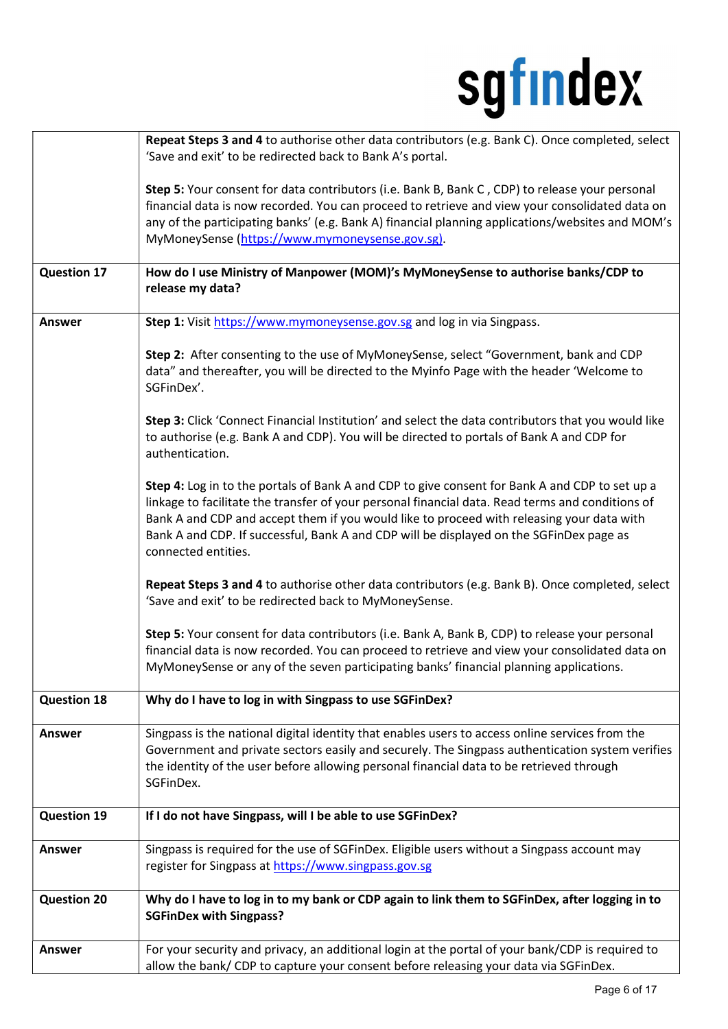| | |
|---|---|
| | **Repeat Steps 3 and 4** to authorise other data contributors (e.g. Bank C). Once completed, select 'Save and exit' to be redirected back to Bank A's portal.<br><br>**Step 5:** Your consent for data contributors (i.e. Bank B, Bank C , CDP) to release your personal financial data is now recorded. You can proceed to retrieve and view your consolidated data on any of the participating banks' (e.g. Bank A) financial planning applications/websites and MOM's MyMoneySense (https://www.mymoneysense.gov.sg). |
| **Question 17** | **How do I use Ministry of Manpower (MOM)'s MyMoneySense to authorise banks/CDP to release my data?** |
| **Answer** | **Step 1:** Visit https://www.mymoneysense.gov.sg and log in via Singpass.<br><br>**Step 2:** After consenting to the use of MyMoneySense, select "Government, bank and CDP data" and thereafter, you will be directed to the Myinfo Page with the header 'Welcome to SGFinDex'.<br><br>**Step 3:** Click 'Connect Financial Institution' and select the data contributors that you would like to authorise (e.g. Bank A and CDP). You will be directed to portals of Bank A and CDP for authentication.<br><br>**Step 4:** Log in to the portals of Bank A and CDP to give consent for Bank A and CDP to set up a linkage to facilitate the transfer of your personal financial data. Read terms and conditions of Bank A and CDP and accept them if you would like to proceed with releasing your data with Bank A and CDP. If successful, Bank A and CDP will be displayed on the SGFinDex page as connected entities.<br><br>**Repeat Steps 3 and 4** to authorise other data contributors (e.g. Bank B). Once completed, select 'Save and exit' to be redirected back to MyMoneySense.<br><br>**Step 5:** Your consent for data contributors (i.e. Bank A, Bank B, CDP) to release your personal financial data is now recorded. You can proceed to retrieve and view your consolidated data on MyMoneySense or any of the seven participating banks' financial planning applications. |
| **Question 18** | **Why do I have to log in with Singpass to use SGFinDex?** |
| **Answer** | Singpass is the national digital identity that enables users to access online services from the Government and private sectors easily and securely. The Singpass authentication system verifies the identity of the user before allowing personal financial data to be retrieved through SGFinDex. |
| **Question 19** | **If I do not have Singpass, will I be able to use SGFinDex?** |
| **Answer** | Singpass is required for the use of SGFinDex. Eligible users without a Singpass account may register for Singpass at https://www.singpass.gov.sg |
| **Question 20** | **Why do I have to log in to my bank or CDP again to link them to SGFinDex, after logging in to SGFinDex with Singpass?** |
| **Answer** | For your security and privacy, an additional login at the portal of your bank/CDP is required to allow the bank/ CDP to capture your consent before releasing your data via SGFinDex. |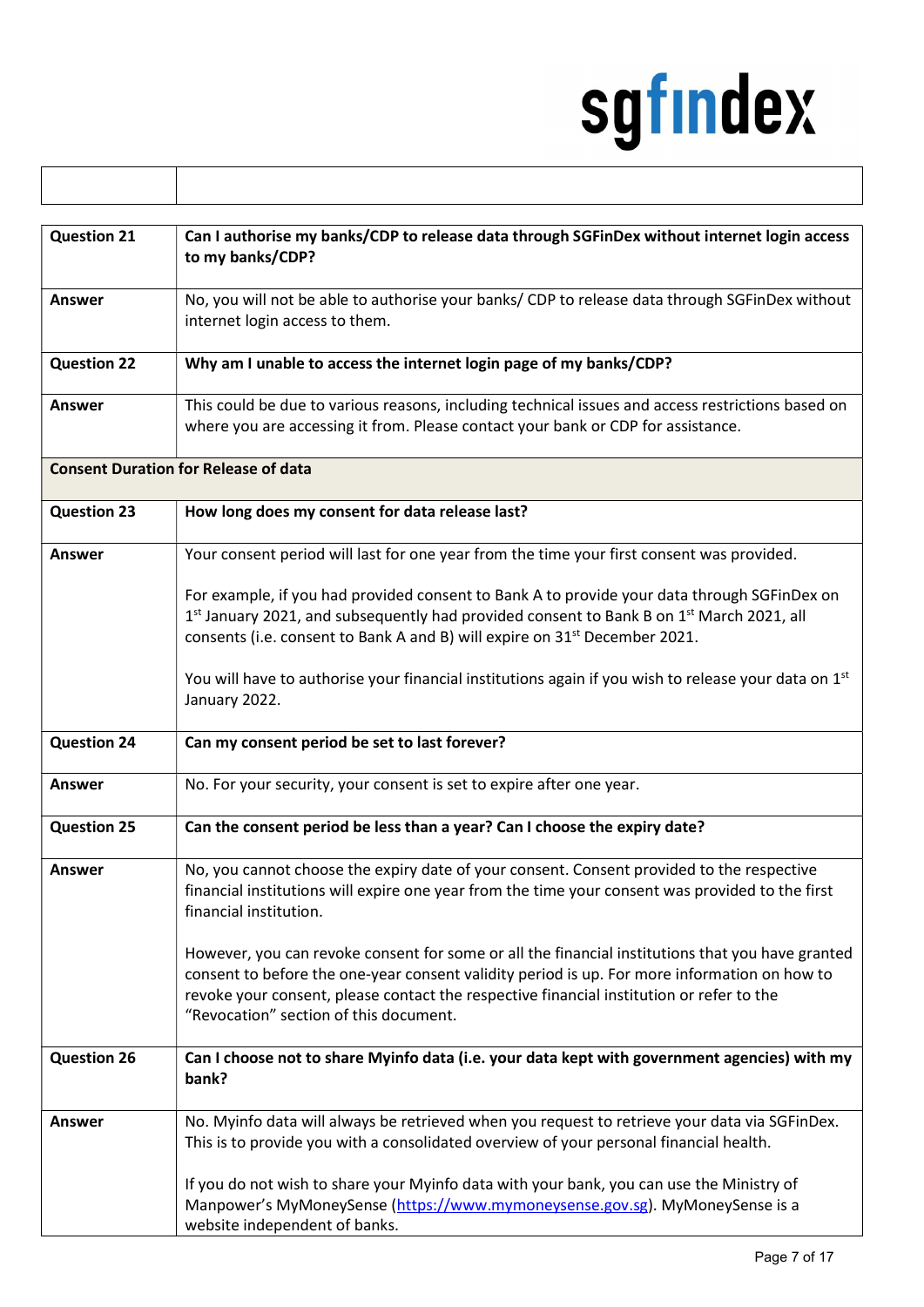| | |
|---|---|
| **Question 21** | **Can I authorise my banks/CDP to release data through SGFinDex without internet login access to my banks/CDP?** |
| **Answer** | No, you will not be able to authorise your banks/ CDP to release data through SGFinDex without internet login access to them. |
| **Question 22** | **Why am I unable to access the internet login page of my banks/CDP?** |
| **Answer** | This could be due to various reasons, including technical issues and access restrictions based on where you are accessing it from. Please contact your bank or CDP for assistance. |
| **Consent Duration for Release of data** | |
| **Question 23** | **How long does my consent for data release last?** |
| **Answer** | Your consent period will last for one year from the time your first consent was provided.<br><br>For example, if you had provided consent to Bank A to provide your data through SGFinDex on 1st January 2021, and subsequently had provided consent to Bank B on 1st March 2021, all consents (i.e. consent to Bank A and B) will expire on 31st December 2021.<br><br>You will have to authorise your financial institutions again if you wish to release your data on 1st January 2022. |
| **Question 24** | **Can my consent period be set to last forever?** |
| **Answer** | No. For your security, your consent is set to expire after one year. |
| **Question 25** | **Can the consent period be less than a year? Can I choose the expiry date?** |
| **Answer** | No, you cannot choose the expiry date of your consent. Consent provided to the respective financial institutions will expire one year from the time your consent was provided to the first financial institution.<br><br>However, you can revoke consent for some or all the financial institutions that you have granted consent to before the one-year consent validity period is up. For more information on how to revoke your consent, please contact the respective financial institution or refer to the "Revocation" section of this document. |
| **Question 26** | **Can I choose not to share Myinfo data (i.e. your data kept with government agencies) with my bank?** |
| **Answer** | No. Myinfo data will always be retrieved when you request to retrieve your data via SGFinDex. This is to provide you with a consolidated overview of your personal financial health.<br><br>If you do not wish to share your Myinfo data with your bank, you can use the Ministry of Manpower's MyMoneySense (https://www.mymoneysense.gov.sg). MyMoneySense is a website independent of banks. |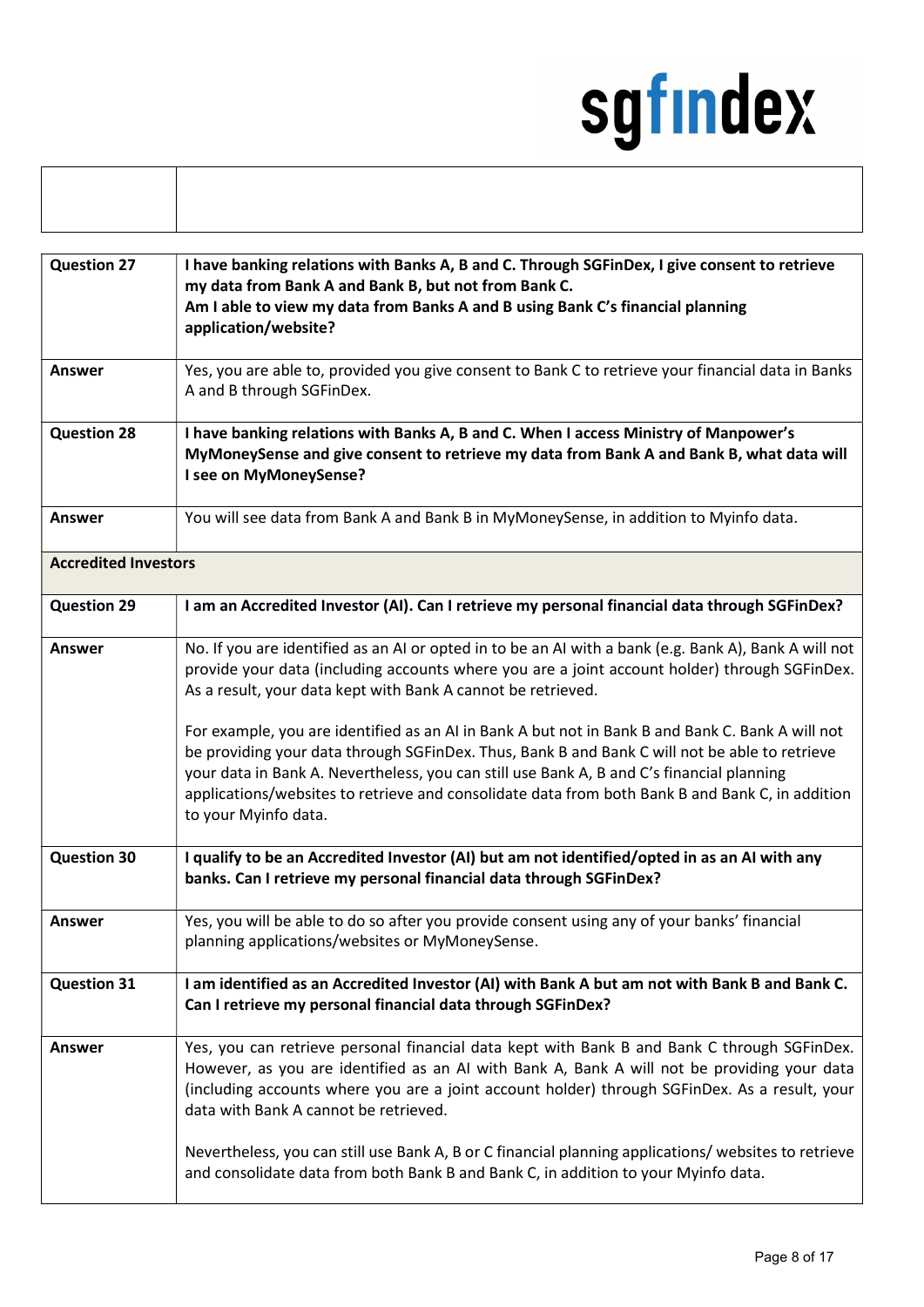| | |
|---|---|
| | |

| | |
|---|---|
| **Question 27** | **I have banking relations with Banks A, B and C. Through SGFinDex, I give consent to retrieve my data from Bank A and Bank B, but not from Bank C.**<br>**Am I able to view my data from Banks A and B using Bank C's financial planning application/website?** |
| **Answer** | Yes, you are able to, provided you give consent to Bank C to retrieve your financial data in Banks A and B through SGFinDex. |
| **Question 28** | **I have banking relations with Banks A, B and C. When I access Ministry of Manpower's MyMoneySense and give consent to retrieve my data from Bank A and Bank B, what data will I see on MyMoneySense?** |
| **Answer** | You will see data from Bank A and Bank B in MyMoneySense, in addition to Myinfo data. |
| **Accredited Investors** | |
| **Question 29** | **I am an Accredited Investor (AI). Can I retrieve my personal financial data through SGFinDex?** |
| **Answer** | No. If you are identified as an AI or opted in to be an AI with a bank (e.g. Bank A), Bank A will not provide your data (including accounts where you are a joint account holder) through SGFinDex. As a result, your data kept with Bank A cannot be retrieved.<br><br>For example, you are identified as an AI in Bank A but not in Bank B and Bank C. Bank A will not be providing your data through SGFinDex. Thus, Bank B and Bank C will not be able to retrieve your data in Bank A. Nevertheless, you can still use Bank A, B and C's financial planning applications/websites to retrieve and consolidate data from both Bank B and Bank C, in addition to your Myinfo data. |
| **Question 30** | **I qualify to be an Accredited Investor (AI) but am not identified/opted in as an AI with any banks. Can I retrieve my personal financial data through SGFinDex?** |
| **Answer** | Yes, you will be able to do so after you provide consent using any of your banks' financial planning applications/websites or MyMoneySense. |
| **Question 31** | **I am identified as an Accredited Investor (AI) with Bank A but am not with Bank B and Bank C. Can I retrieve my personal financial data through SGFinDex?** |
| **Answer** | Yes, you can retrieve personal financial data kept with Bank B and Bank C through SGFinDex. However, as you are identified as an AI with Bank A, Bank A will not be providing your data (including accounts where you are a joint account holder) through SGFinDex. As a result, your data with Bank A cannot be retrieved.<br><br>Nevertheless, you can still use Bank A, B or C financial planning applications/ websites to retrieve and consolidate data from both Bank B and Bank C, in addition to your Myinfo data. |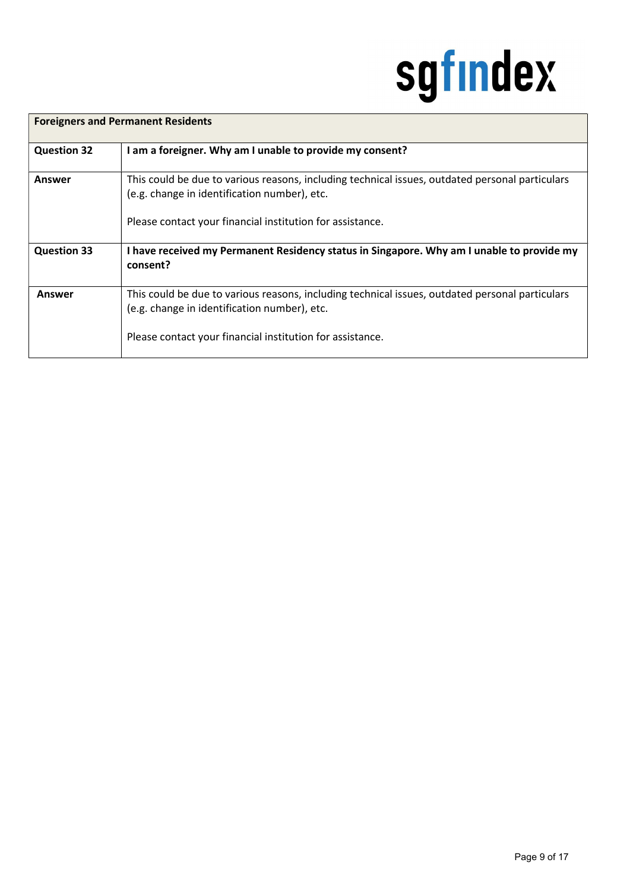| Foreigners and Permanent Residents | |
|---|---|
| **Question 32** | **I am a foreigner. Why am I unable to provide my consent?** |
| **Answer** | This could be due to various reasons, including technical issues, outdated personal particulars (e.g. change in identification number), etc.<br><br>Please contact your financial institution for assistance. |
| **Question 33** | **I have received my Permanent Residency status in Singapore. Why am I unable to provide my consent?** |
| **Answer** | This could be due to various reasons, including technical issues, outdated personal particulars (e.g. change in identification number), etc.<br><br>Please contact your financial institution for assistance. |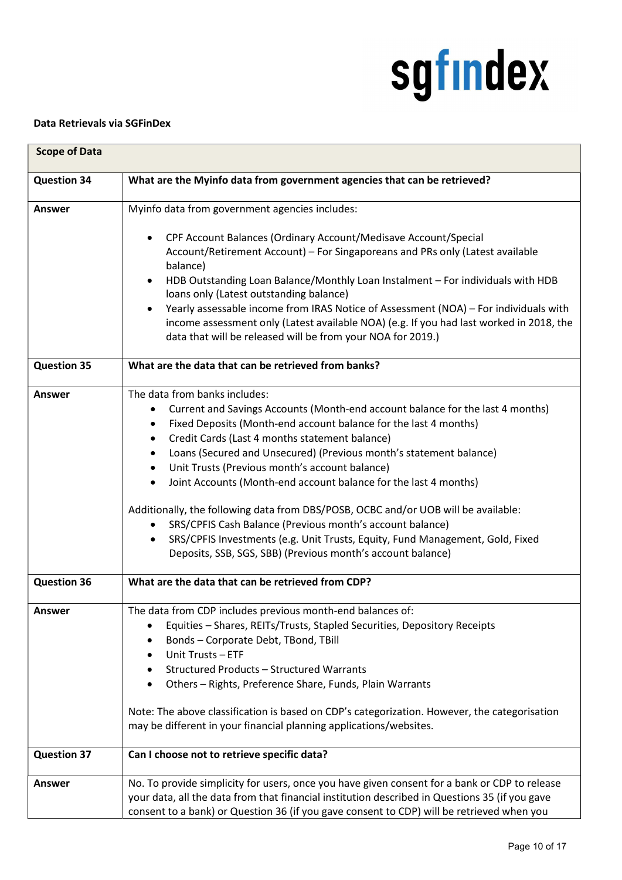**Data Retrievals via SGFinDex**

| **Scope of Data** | |
|---|---|
| **Question 34** | **What are the Myinfo data from government agencies that can be retrieved?** |
| **Answer** | Myinfo data from government agencies includes:<br><br>• CPF Account Balances (Ordinary Account/Medisave Account/Special Account/Retirement Account) – For Singaporeans and PRs only (Latest available balance)<br>• HDB Outstanding Loan Balance/Monthly Loan Instalment – For individuals with HDB loans only (Latest outstanding balance)<br>• Yearly assessable income from IRAS Notice of Assessment (NOA) – For individuals with income assessment only (Latest available NOA) (e.g. If you had last worked in 2018, the data that will be released will be from your NOA for 2019.) |
| **Question 35** | **What are the data that can be retrieved from banks?** |
| **Answer** | The data from banks includes:<br>• Current and Savings Accounts (Month-end account balance for the last 4 months)<br>• Fixed Deposits (Month-end account balance for the last 4 months)<br>• Credit Cards (Last 4 months statement balance)<br>• Loans (Secured and Unsecured) (Previous month's statement balance)<br>• Unit Trusts (Previous month's account balance)<br>• Joint Accounts (Month-end account balance for the last 4 months)<br><br>Additionally, the following data from DBS/POSB, OCBC and/or UOB will be available:<br>• SRS/CPFIS Cash Balance (Previous month's account balance)<br>• SRS/CPFIS Investments (e.g. Unit Trusts, Equity, Fund Management, Gold, Fixed Deposits, SSB, SGS, SBB) (Previous month's account balance) |
| **Question 36** | **What are the data that can be retrieved from CDP?** |
| **Answer** | The data from CDP includes previous month-end balances of:<br>• Equities – Shares, REITs/Trusts, Stapled Securities, Depository Receipts<br>• Bonds – Corporate Debt, TBond, TBill<br>• Unit Trusts – ETF<br>• Structured Products – Structured Warrants<br>• Others – Rights, Preference Share, Funds, Plain Warrants<br><br>Note: The above classification is based on CDP's categorization. However, the categorisation may be different in your financial planning applications/websites. |
| **Question 37** | **Can I choose not to retrieve specific data?** |
| **Answer** | No. To provide simplicity for users, once you have given consent for a bank or CDP to release your data, all the data from that financial institution described in Questions 35 (if you gave consent to a bank) or Question 36 (if you gave consent to CDP) will be retrieved when you |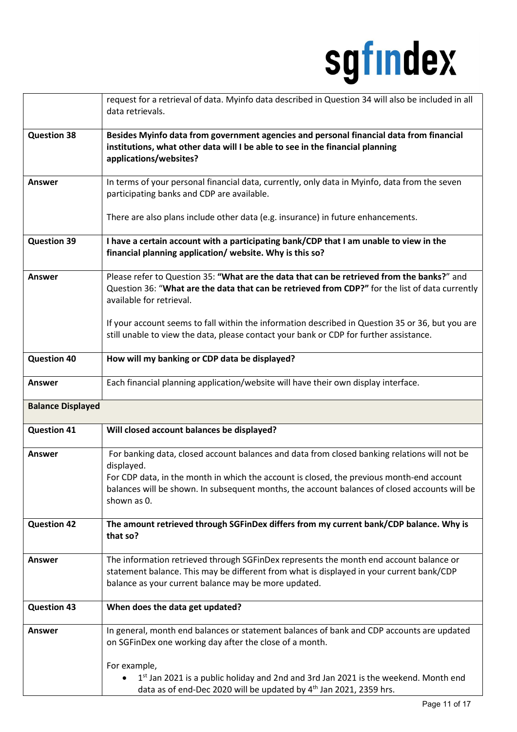| | |
|---|---|
| | request for a retrieval of data. Myinfo data described in Question 34 will also be included in all data retrievals. |
| **Question 38** | **Besides Myinfo data from government agencies and personal financial data from financial institutions, what other data will I be able to see in the financial planning applications/websites?** |
| **Answer** | In terms of your personal financial data, currently, only data in Myinfo, data from the seven participating banks and CDP are available.<br><br>There are also plans include other data (e.g. insurance) in future enhancements. |
| **Question 39** | **I have a certain account with a participating bank/CDP that I am unable to view in the financial planning application/ website. Why is this so?** |
| **Answer** | Please refer to Question 35: **"What are the data that can be retrieved from the banks?**" and Question 36: "**What are the data that can be retrieved from CDP?"** for the list of data currently available for retrieval.<br><br>If your account seems to fall within the information described in Question 35 or 36, but you are still unable to view the data, please contact your bank or CDP for further assistance. |
| **Question 40** | **How will my banking or CDP data be displayed?** |
| **Answer** | Each financial planning application/website will have their own display interface. |
| **Balance Displayed** | |
| **Question 41** | **Will closed account balances be displayed?** |
| **Answer** | For banking data, closed account balances and data from closed banking relations will not be displayed.<br>For CDP data, in the month in which the account is closed, the previous month-end account balances will be shown. In subsequent months, the account balances of closed accounts will be shown as 0. |
| **Question 42** | **The amount retrieved through SGFinDex differs from my current bank/CDP balance. Why is that so?** |
| **Answer** | The information retrieved through SGFinDex represents the month end account balance or statement balance. This may be different from what is displayed in your current bank/CDP balance as your current balance may be more updated. |
| **Question 43** | **When does the data get updated?** |
| **Answer** | In general, month end balances or statement balances of bank and CDP accounts are updated on SGFinDex one working day after the close of a month.<br><br>For example,<br>• 1st Jan 2021 is a public holiday and 2nd and 3rd Jan 2021 is the weekend. Month end data as of end-Dec 2020 will be updated by 4th Jan 2021, 2359 hrs. |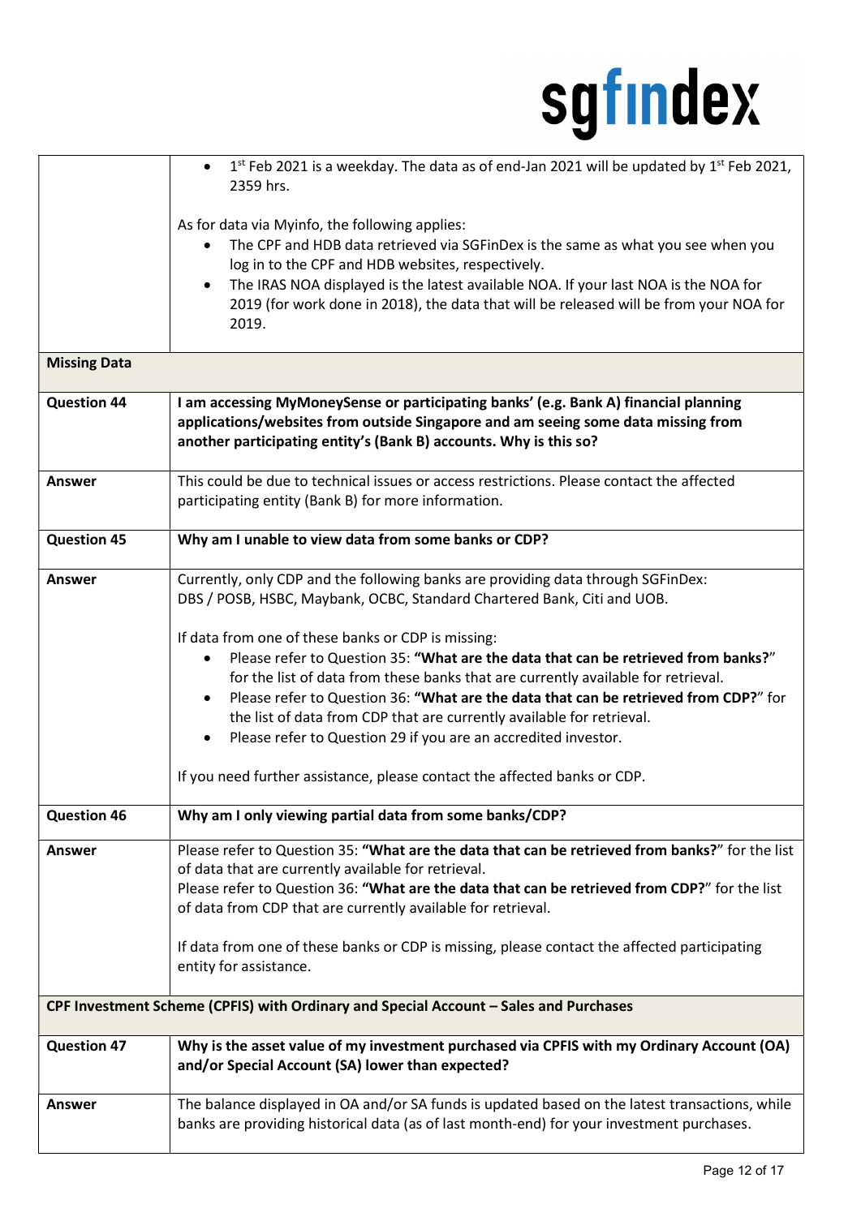| | |
|---|---|
| | • 1st Feb 2021 is a weekday. The data as of end-Jan 2021 will be updated by 1st Feb 2021, 2359 hrs.<br><br>As for data via Myinfo, the following applies:<br>• The CPF and HDB data retrieved via SGFinDex is the same as what you see when you log in to the CPF and HDB websites, respectively.<br>• The IRAS NOA displayed is the latest available NOA. If your last NOA is the NOA for 2019 (for work done in 2018), the data that will be released will be from your NOA for 2019. |
| **Missing Data** | |
| **Question 44** | **I am accessing MyMoneySense or participating banks' (e.g. Bank A) financial planning applications/websites from outside Singapore and am seeing some data missing from another participating entity's (Bank B) accounts. Why is this so?** |
| **Answer** | This could be due to technical issues or access restrictions. Please contact the affected participating entity (Bank B) for more information. |
| **Question 45** | **Why am I unable to view data from some banks or CDP?** |
| **Answer** | Currently, only CDP and the following banks are providing data through SGFinDex: DBS / POSB, HSBC, Maybank, OCBC, Standard Chartered Bank, Citi and UOB.<br><br>If data from one of these banks or CDP is missing:<br>• Please refer to Question 35: **"What are the data that can be retrieved from banks?"** for the list of data from these banks that are currently available for retrieval.<br>• Please refer to Question 36: **"What are the data that can be retrieved from CDP?"** for the list of data from CDP that are currently available for retrieval.<br>• Please refer to Question 29 if you are an accredited investor.<br><br>If you need further assistance, please contact the affected banks or CDP. |
| **Question 46** | **Why am I only viewing partial data from some banks/CDP?** |
| **Answer** | Please refer to Question 35: **"What are the data that can be retrieved from banks?"** for the list of data that are currently available for retrieval.<br>Please refer to Question 36: **"What are the data that can be retrieved from CDP?"** for the list of data from CDP that are currently available for retrieval.<br><br>If data from one of these banks or CDP is missing, please contact the affected participating entity for assistance. |
| **CPF Investment Scheme (CPFIS) with Ordinary and Special Account – Sales and Purchases** | |
| **Question 47** | **Why is the asset value of my investment purchased via CPFIS with my Ordinary Account (OA) and/or Special Account (SA) lower than expected?** |
| **Answer** | The balance displayed in OA and/or SA funds is updated based on the latest transactions, while banks are providing historical data (as of last month-end) for your investment purchases. |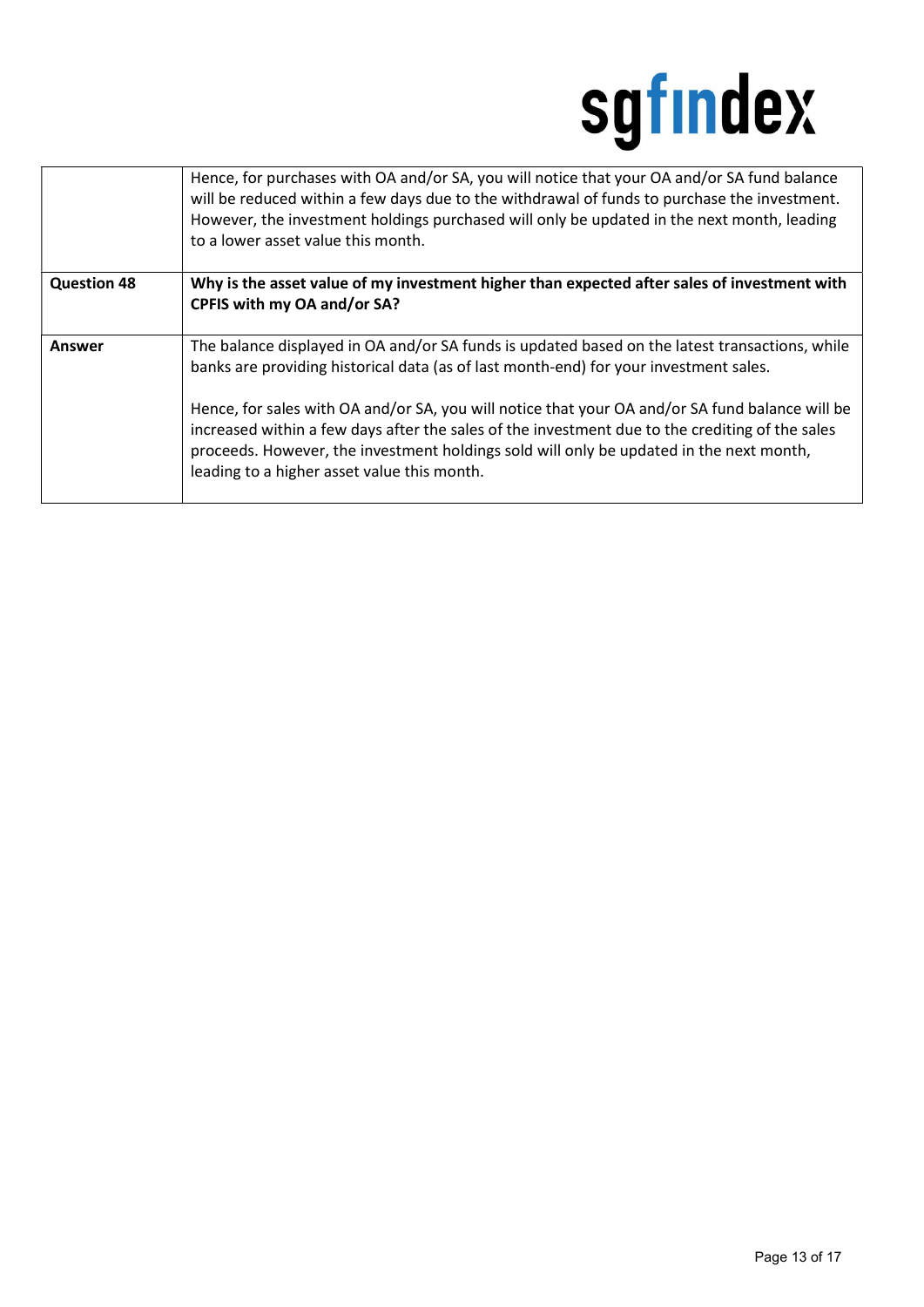| | |
|---|---|
| | Hence, for purchases with OA and/or SA, you will notice that your OA and/or SA fund balance will be reduced within a few days due to the withdrawal of funds to purchase the investment. However, the investment holdings purchased will only be updated in the next month, leading to a lower asset value this month. |
| **Question 48** | **Why is the asset value of my investment higher than expected after sales of investment with CPFIS with my OA and/or SA?** |
| **Answer** | The balance displayed in OA and/or SA funds is updated based on the latest transactions, while banks are providing historical data (as of last month-end) for your investment sales.<br><br>Hence, for sales with OA and/or SA, you will notice that your OA and/or SA fund balance will be increased within a few days after the sales of the investment due to the crediting of the sales proceeds. However, the investment holdings sold will only be updated in the next month, leading to a higher asset value this month. |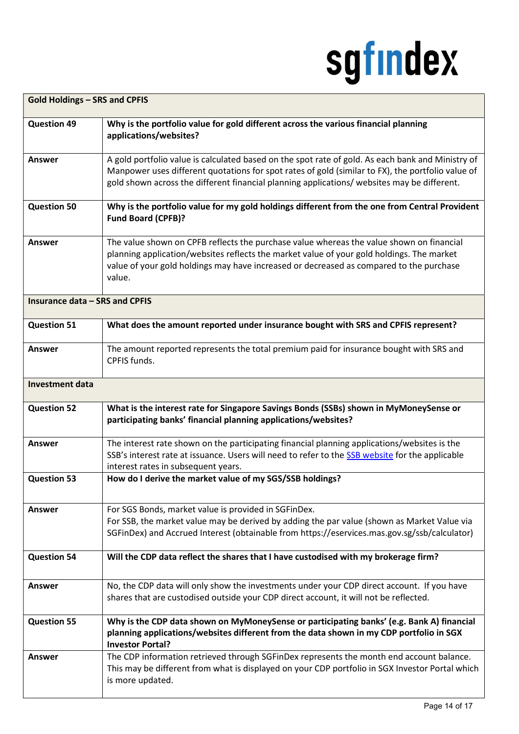| Gold Holdings – SRS and CPFIS | |
|---|---|
| **Question 49** | **Why is the portfolio value for gold different across the various financial planning applications/websites?** |
| **Answer** | A gold portfolio value is calculated based on the spot rate of gold. As each bank and Ministry of Manpower uses different quotations for spot rates of gold (similar to FX), the portfolio value of gold shown across the different financial planning applications/ websites may be different. |
| **Question 50** | **Why is the portfolio value for my gold holdings different from the one from Central Provident Fund Board (CPFB)?** |
| **Answer** | The value shown on CPFB reflects the purchase value whereas the value shown on financial planning application/websites reflects the market value of your gold holdings. The market value of your gold holdings may have increased or decreased as compared to the purchase value. |
| **Insurance data – SRS and CPFIS** | |
| **Question 51** | **What does the amount reported under insurance bought with SRS and CPFIS represent?** |
| **Answer** | The amount reported represents the total premium paid for insurance bought with SRS and CPFIS funds. |
| **Investment data** | |
| **Question 52** | **What is the interest rate for Singapore Savings Bonds (SSBs) shown in MyMoneySense or participating banks' financial planning applications/websites?** |
| **Answer** | The interest rate shown on the participating financial planning applications/websites is the SSB's interest rate at issuance. Users will need to refer to the SSB website for the applicable interest rates in subsequent years. |
| **Question 53** | **How do I derive the market value of my SGS/SSB holdings?** |
| **Answer** | For SGS Bonds, market value is provided in SGFinDex.<br>For SSB, the market value may be derived by adding the par value (shown as Market Value via SGFinDex) and Accrued Interest (obtainable from https://eservices.mas.gov.sg/ssb/calculator) |
| **Question 54** | **Will the CDP data reflect the shares that I have custodised with my brokerage firm?** |
| **Answer** | No, the CDP data will only show the investments under your CDP direct account. If you have shares that are custodised outside your CDP direct account, it will not be reflected. |
| **Question 55** | **Why is the CDP data shown on MyMoneySense or participating banks' (e.g. Bank A) financial planning applications/websites different from the data shown in my CDP portfolio in SGX Investor Portal?** |
| **Answer** | The CDP information retrieved through SGFinDex represents the month end account balance. This may be different from what is displayed on your CDP portfolio in SGX Investor Portal which is more updated. |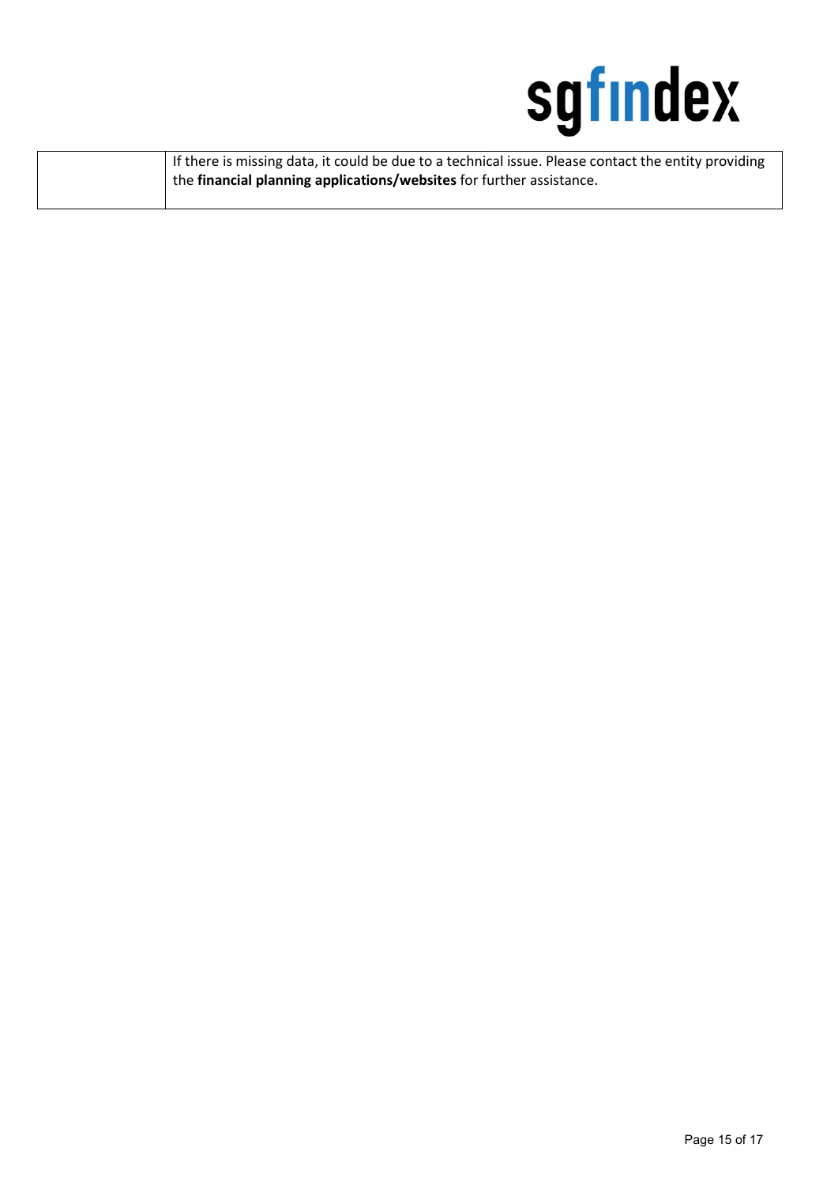|  | If there is missing data, it could be due to a technical issue. Please contact the entity providing the **financial planning applications/websites** for further assistance. |
| --- | --- |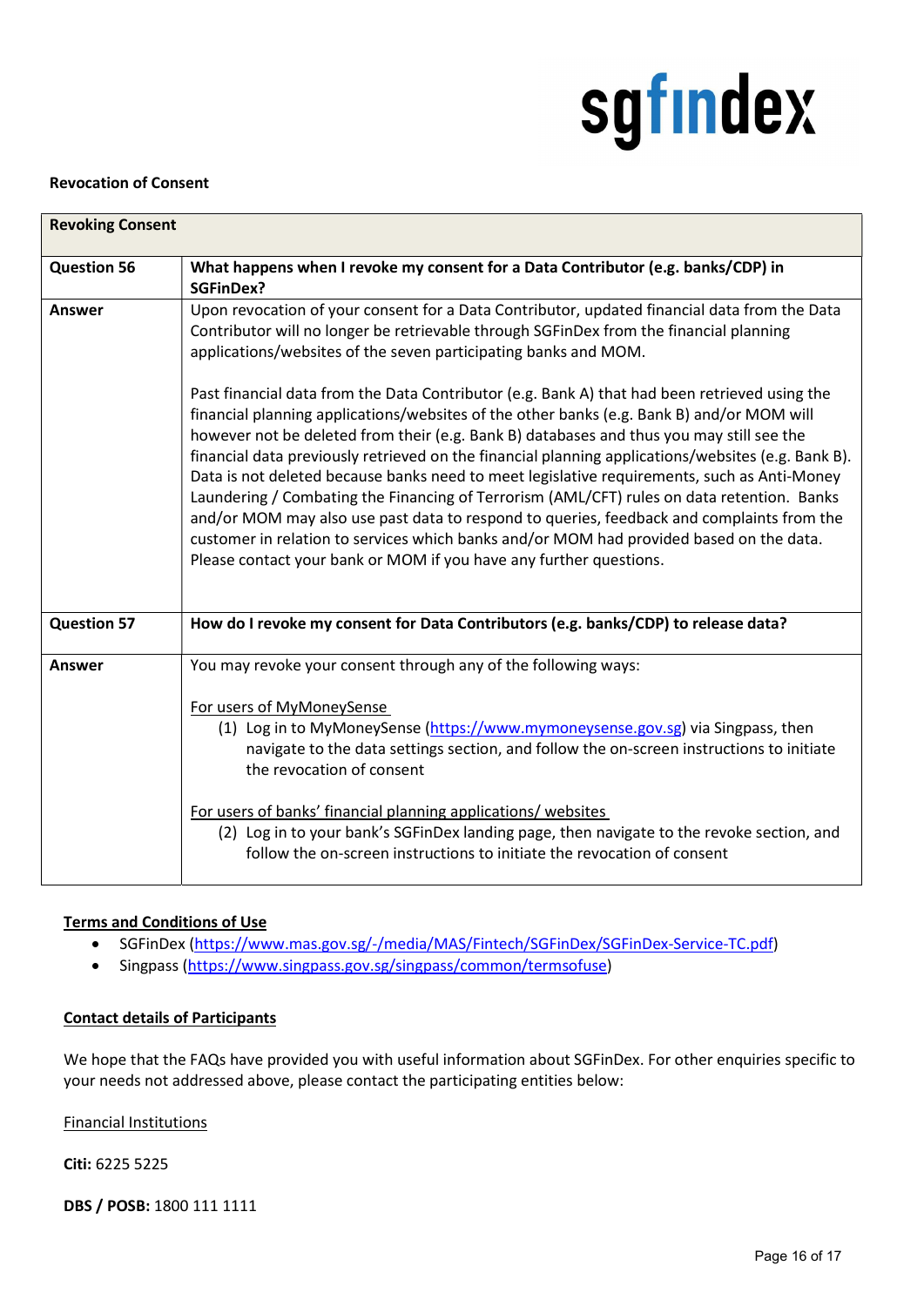**Revocation of Consent**

| **Revoking Consent** | |
|---|---|
| **Question 56** | **What happens when I revoke my consent for a Data Contributor (e.g. banks/CDP) in SGFinDex?** |
| **Answer** | Upon revocation of your consent for a Data Contributor, updated financial data from the Data Contributor will no longer be retrievable through SGFinDex from the financial planning applications/websites of the seven participating banks and MOM.<br><br>Past financial data from the Data Contributor (e.g. Bank A) that had been retrieved using the financial planning applications/websites of the other banks (e.g. Bank B) and/or MOM will however not be deleted from their (e.g. Bank B) databases and thus you may still see the financial data previously retrieved on the financial planning applications/websites (e.g. Bank B). Data is not deleted because banks need to meet legislative requirements, such as Anti-Money Laundering / Combating the Financing of Terrorism (AML/CFT) rules on data retention. Banks and/or MOM may also use past data to respond to queries, feedback and complaints from the customer in relation to services which banks and/or MOM had provided based on the data. Please contact your bank or MOM if you have any further questions. |
| **Question 57** | **How do I revoke my consent for Data Contributors (e.g. banks/CDP) to release data?** |
| **Answer** | You may revoke your consent through any of the following ways:<br><br><u>For users of MyMoneySense</u><br>(1) Log in to MyMoneySense (https://www.mymoneysense.gov.sg) via Singpass, then navigate to the data settings section, and follow the on-screen instructions to initiate the revocation of consent<br><br><u>For users of banks' financial planning applications/ websites</u><br>(2) Log in to your bank's SGFinDex landing page, then navigate to the revoke section, and follow the on-screen instructions to initiate the revocation of consent |

**<u>Terms and Conditions of Use</u>**

- SGFinDex (https://www.mas.gov.sg/-/media/MAS/Fintech/SGFinDex/SGFinDex-Service-TC.pdf)
- Singpass (https://www.singpass.gov.sg/singpass/common/termsofuse)

**<u>Contact details of Participants</u>**

We hope that the FAQs have provided you with useful information about SGFinDex. For other enquiries specific to your needs not addressed above, please contact the participating entities below:

<u>Financial Institutions</u>

**Citi:** 6225 5225

**DBS / POSB:** 1800 111 1111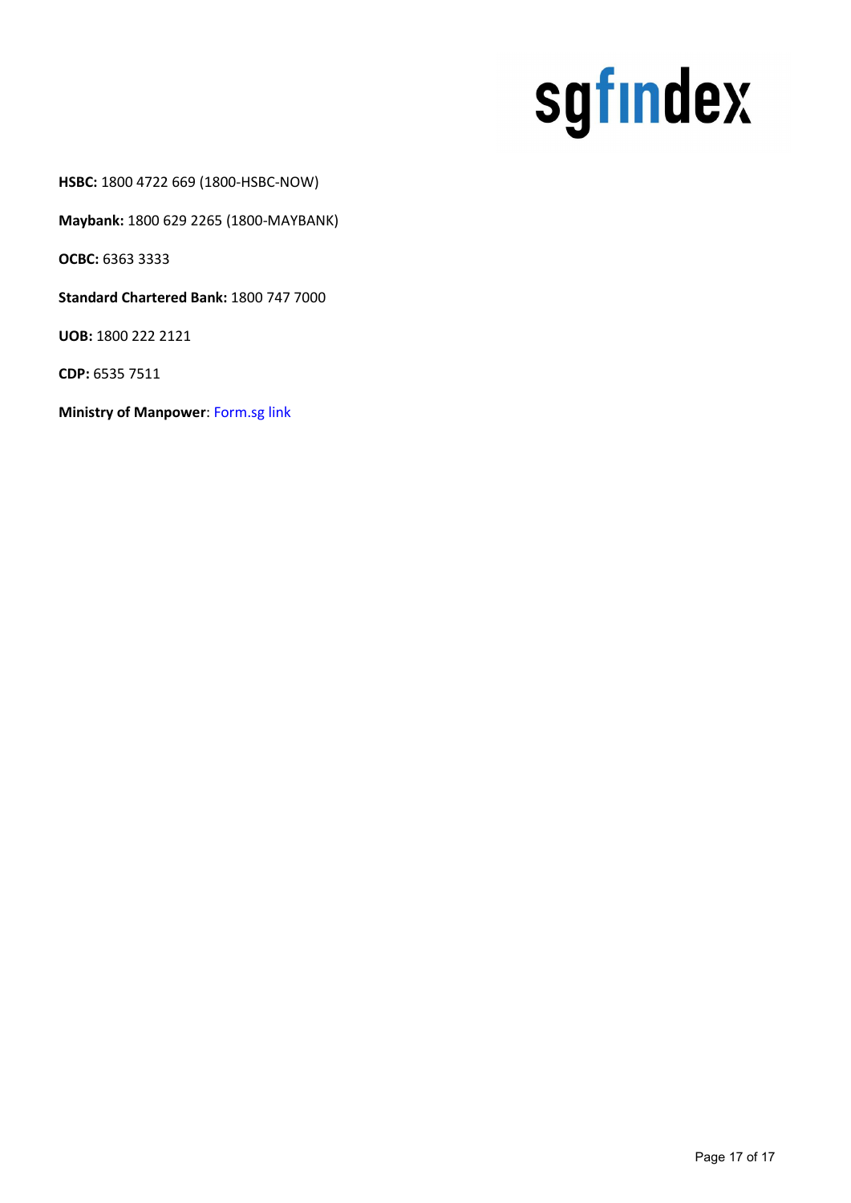**HSBC:** 1800 4722 669 (1800-HSBC-NOW)

**Maybank:** 1800 629 2265 (1800-MAYBANK)

**OCBC:** 6363 3333

**Standard Chartered Bank:** 1800 747 7000

**UOB:** 1800 222 2121

**CDP:** 6535 7511

**Ministry of Manpower**: Form.sg link